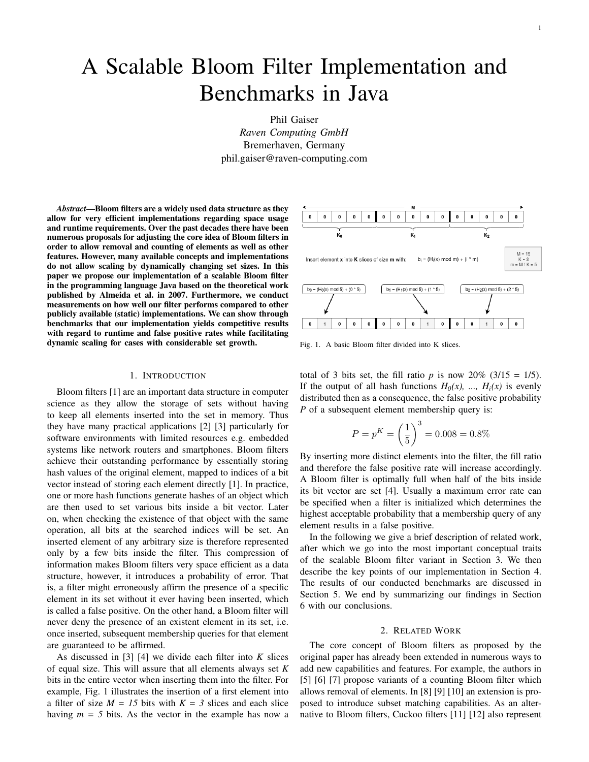# A Scalable Bloom Filter Implementation and Benchmarks in Java

Phil Gaiser
*Raven Computing GmbH*
Bremerhaven, Germany
phil.gaiser@raven-computing.com

***Abstract*—Bloom filters are a widely used data structure as they allow for very efficient implementations regarding space usage and runtime requirements. Over the past decades there have been numerous proposals for adjusting the core idea of Bloom filters in order to allow removal and counting of elements as well as other features. However, many available concepts and implementations do not allow scaling by dynamically changing set sizes. In this paper we propose our implementation of a scalable Bloom filter in the programming language Java based on the theoretical work published by Almeida et al. in 2007. Furthermore, we conduct measurements on how well our filter performs compared to other publicly available (static) implementations. We can show through benchmarks that our implementation yields competitive results with regard to runtime and false positive rates while facilitating dynamic scaling for cases with considerable set growth.**

## 1. Introduction

Bloom filters [1] are an important data structure in computer science as they allow the storage of sets without having to keep all elements inserted into the set in memory. Thus they have many practical applications [2] [3] particularly for software environments with limited resources e.g. embedded systems like network routers and smartphones. Bloom filters achieve their outstanding performance by essentially storing hash values of the original element, mapped to indices of a bit vector instead of storing each element directly [1]. In practice, one or more hash functions generate hashes of an object which are then used to set various bits inside a bit vector. Later on, when checking the existence of that object with the same operation, all bits at the searched indices will be set. An inserted element of any arbitrary size is therefore represented only by a few bits inside the filter. This compression of information makes Bloom filters very space efficient as a data structure, however, it introduces a probability of error. That is, a filter might erroneously affirm the presence of a specific element in its set without it ever having been inserted, which is called a false positive. On the other hand, a Bloom filter will never deny the presence of an existent element in its set, i.e. once inserted, subsequent membership queries for that element are guaranteed to be affirmed.

As discussed in [3] [4] we divide each filter into *K* slices of equal size. This will assure that all elements always set *K* bits in the entire vector when inserting them into the filter. For example, Fig. 1 illustrates the insertion of a first element into a filter of size *M = 15* bits with *K = 3* slices and each slice having *m = 5* bits. As the vector in the example has now a total of 3 bits set, the fill ratio *p* is now 20% (3/15 = 1/5). If the output of all hash functions $H_0(x)$, ..., $H_i(x)$ is evenly distributed then as a consequence, the false positive probability *P* of a subsequent element membership query is:

$$P = p^K = \left(\frac{1}{5}\right)^3 = 0.008 = 0.8\%$$

By inserting more distinct elements into the filter, the fill ratio and therefore the false positive rate will increase accordingly. A Bloom filter is optimally full when half of the bits inside its bit vector are set [4]. Usually a maximum error rate can be specified when a filter is initialized which determines the highest acceptable probability that a membership query of any element results in a false positive.

In the following we give a brief description of related work, after which we go into the most important conceptual traits of the scalable Bloom filter variant in Section 3. We then describe the key points of our implementation in Section 4. The results of our conducted benchmarks are discussed in Section 5. We end by summarizing our findings in Section 6 with our conclusions.

Fig. 1. A basic Bloom filter divided into K slices.

## 2. Related Work

The core concept of Bloom filters as proposed by the original paper has already been extended in numerous ways to add new capabilities and features. For example, the authors in [5] [6] [7] propose variants of a counting Bloom filter which allows removal of elements. In [8] [9] [10] an extension is proposed to introduce subset matching capabilities. As an alternative to Bloom filters, Cuckoo filters [11] [12] also represent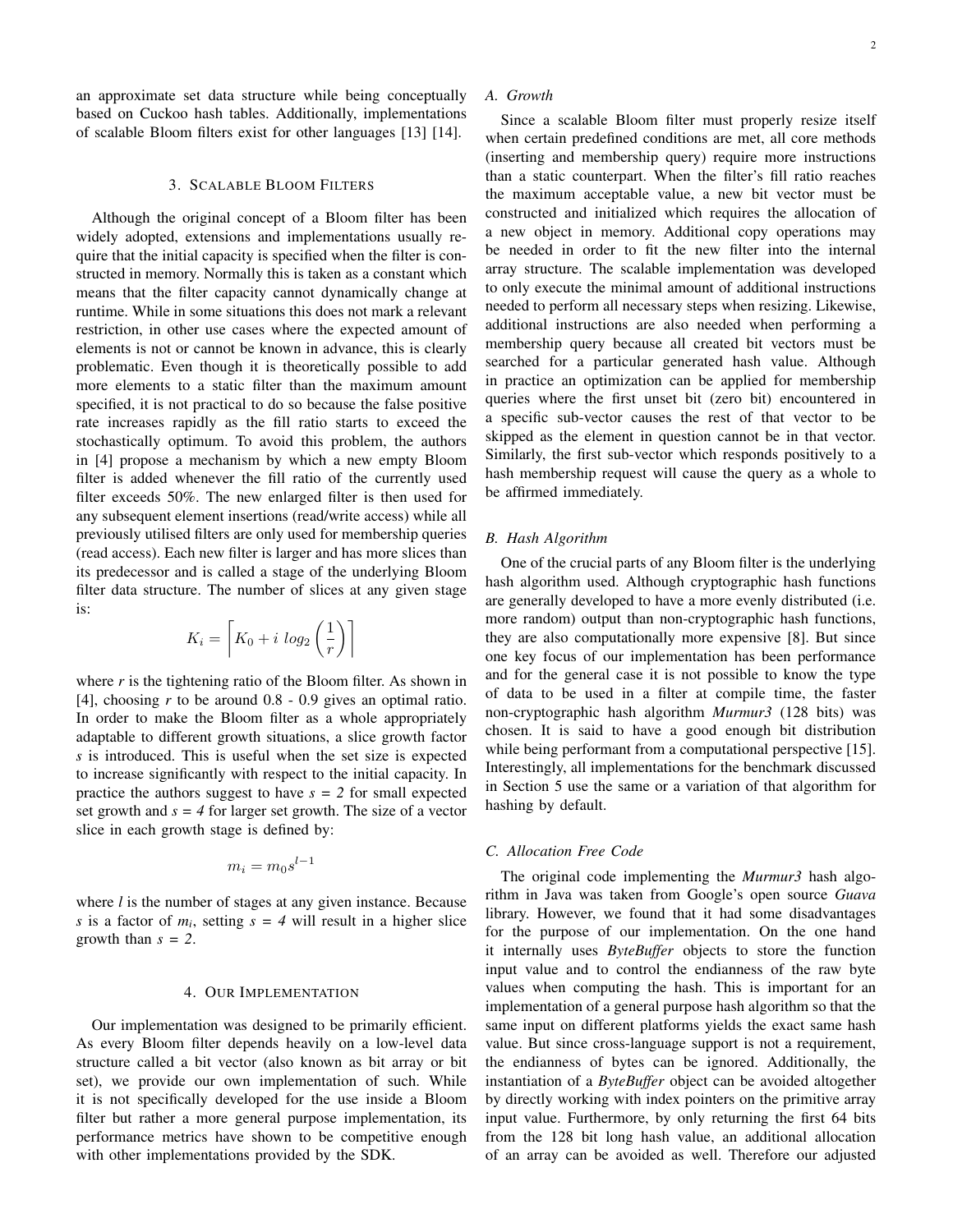an approximate set data structure while being conceptually based on Cuckoo hash tables. Additionally, implementations of scalable Bloom filters exist for other languages [13] [14].

## 3. Scalable Bloom Filters

Although the original concept of a Bloom filter has been widely adopted, extensions and implementations usually require that the initial capacity is specified when the filter is constructed in memory. Normally this is taken as a constant which means that the filter capacity cannot dynamically change at runtime. While in some situations this does not mark a relevant restriction, in other use cases where the expected amount of elements is not or cannot be known in advance, this is clearly problematic. Even though it is theoretically possible to add more elements to a static filter than the maximum amount specified, it is not practical to do so because the false positive rate increases rapidly as the fill ratio starts to exceed the stochastically optimum. To avoid this problem, the authors in [4] propose a mechanism by which a new empty Bloom filter is added whenever the fill ratio of the currently used filter exceeds 50%. The new enlarged filter is then used for any subsequent element insertions (read/write access) while all previously utilised filters are only used for membership queries (read access). Each new filter is larger and has more slices than its predecessor and is called a stage of the underlying Bloom filter data structure. The number of slices at any given stage is:

$$K_i = \left\lceil K_0 + i\ log_2\left(\frac{1}{r}\right)\right\rceil$$

where *r* is the tightening ratio of the Bloom filter. As shown in [4], choosing *r* to be around 0.8 - 0.9 gives an optimal ratio. In order to make the Bloom filter as a whole appropriately adaptable to different growth situations, a slice growth factor *s* is introduced. This is useful when the set size is expected to increase significantly with respect to the initial capacity. In practice the authors suggest to have $s = 2$ for small expected set growth and $s = 4$ for larger set growth. The size of a vector slice in each growth stage is defined by:

$$m_i = m_0 s^{l-1}$$

where *l* is the number of stages at any given instance. Because *s* is a factor of $m_i$, setting $s = 4$ will result in a higher slice growth than $s = 2$.

## 4. Our Implementation

Our implementation was designed to be primarily efficient. As every Bloom filter depends heavily on a low-level data structure called a bit vector (also known as bit array or bit set), we provide our own implementation of such. While it is not specifically developed for the use inside a Bloom filter but rather a more general purpose implementation, its performance metrics have shown to be competitive enough with other implementations provided by the SDK.

### A. Growth

Since a scalable Bloom filter must properly resize itself when certain predefined conditions are met, all core methods (inserting and membership query) require more instructions than a static counterpart. When the filter's fill ratio reaches the maximum acceptable value, a new bit vector must be constructed and initialized which requires the allocation of a new object in memory. Additional copy operations may be needed in order to fit the new filter into the internal array structure. The scalable implementation was developed to only execute the minimal amount of additional instructions needed to perform all necessary steps when resizing. Likewise, additional instructions are also needed when performing a membership query because all created bit vectors must be searched for a particular generated hash value. Although in practice an optimization can be applied for membership queries where the first unset bit (zero bit) encountered in a specific sub-vector causes the rest of that vector to be skipped as the element in question cannot be in that vector. Similarly, the first sub-vector which responds positively to a hash membership request will cause the query as a whole to be affirmed immediately.

### B. Hash Algorithm

One of the crucial parts of any Bloom filter is the underlying hash algorithm used. Although cryptographic hash functions are generally developed to have a more evenly distributed (i.e. more random) output than non-cryptographic hash functions, they are also computationally more expensive [8]. But since one key focus of our implementation has been performance and for the general case it is not possible to know the type of data to be used in a filter at compile time, the faster non-cryptographic hash algorithm *Murmur3* (128 bits) was chosen. It is said to have a good enough bit distribution while being performant from a computational perspective [15]. Interestingly, all implementations for the benchmark discussed in Section 5 use the same or a variation of that algorithm for hashing by default.

### C. Allocation Free Code

The original code implementing the *Murmur3* hash algorithm in Java was taken from Google's open source *Guava* library. However, we found that it had some disadvantages for the purpose of our implementation. On the one hand it internally uses *ByteBuffer* objects to store the function input value and to control the endianness of the raw byte values when computing the hash. This is important for an implementation of a general purpose hash algorithm so that the same input on different platforms yields the exact same hash value. But since cross-language support is not a requirement, the endianness of bytes can be ignored. Additionally, the instantiation of a *ByteBuffer* object can be avoided altogether by directly working with index pointers on the primitive array input value. Furthermore, by only returning the first 64 bits from the 128 bit long hash value, an additional allocation of an array can be avoided as well. Therefore our adjusted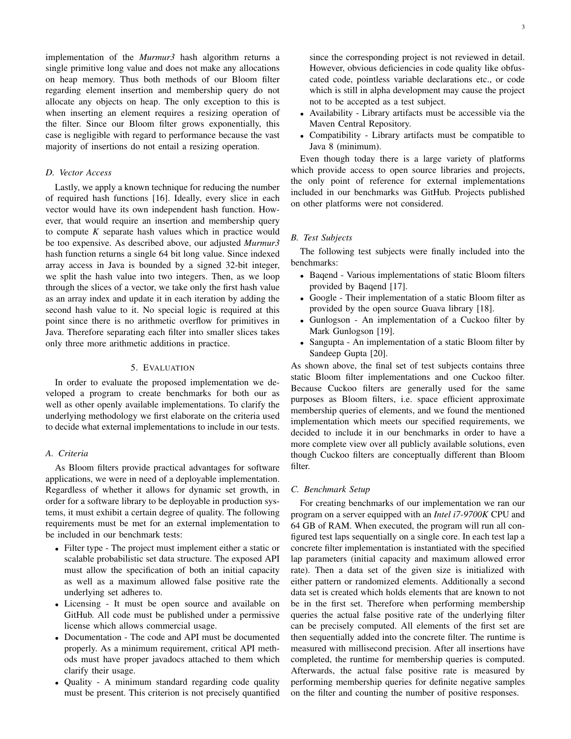implementation of the *Murmur3* hash algorithm returns a single primitive long value and does not make any allocations on heap memory. Thus both methods of our Bloom filter regarding element insertion and membership query do not allocate any objects on heap. The only exception to this is when inserting an element requires a resizing operation of the filter. Since our Bloom filter grows exponentially, this case is negligible with regard to performance because the vast majority of insertions do not entail a resizing operation.

### D. Vector Access

Lastly, we apply a known technique for reducing the number of required hash functions [16]. Ideally, every slice in each vector would have its own independent hash function. However, that would require an insertion and membership query to compute $K$ separate hash values which in practice would be too expensive. As described above, our adjusted *Murmur3* hash function returns a single 64 bit long value. Since indexed array access in Java is bounded by a signed 32-bit integer, we split the hash value into two integers. Then, as we loop through the slices of a vector, we take only the first hash value as an array index and update it in each iteration by adding the second hash value to it. No special logic is required at this point since there is no arithmetic overflow for primitives in Java. Therefore separating each filter into smaller slices takes only three more arithmetic additions in practice.

## 5. Evaluation

In order to evaluate the proposed implementation we developed a program to create benchmarks for both our as well as other openly available implementations. To clarify the underlying methodology we first elaborate on the criteria used to decide what external implementations to include in our tests.

### A. Criteria

As Bloom filters provide practical advantages for software applications, we were in need of a deployable implementation. Regardless of whether it allows for dynamic set growth, in order for a software library to be deployable in production systems, it must exhibit a certain degree of quality. The following requirements must be met for an external implementation to be included in our benchmark tests:

- Filter type - The project must implement either a static or scalable probabilistic set data structure. The exposed API must allow the specification of both an initial capacity as well as a maximum allowed false positive rate the underlying set adheres to.
- Licensing - It must be open source and available on GitHub. All code must be published under a permissive license which allows commercial usage.
- Documentation - The code and API must be documented properly. As a minimum requirement, critical API methods must have proper javadocs attached to them which clarify their usage.
- Quality - A minimum standard regarding code quality must be present. This criterion is not precisely quantified since the corresponding project is not reviewed in detail. However, obvious deficiencies in code quality like obfuscated code, pointless variable declarations etc., or code which is still in alpha development may cause the project not to be accepted as a test subject.
- Availability - Library artifacts must be accessible via the Maven Central Repository.
- Compatibility - Library artifacts must be compatible to Java 8 (minimum).

Even though today there is a large variety of platforms which provide access to open source libraries and projects, the only point of reference for external implementations included in our benchmarks was GitHub. Projects published on other platforms were not considered.

### B. Test Subjects

The following test subjects were finally included into the benchmarks:

- Baqend - Various implementations of static Bloom filters provided by Baqend [17].
- Google - Their implementation of a static Bloom filter as provided by the open source Guava library [18].
- Gunlogson - An implementation of a Cuckoo filter by Mark Gunlogson [19].
- Sangupta - An implementation of a static Bloom filter by Sandeep Gupta [20].

As shown above, the final set of test subjects contains three static Bloom filter implementations and one Cuckoo filter. Because Cuckoo filters are generally used for the same purposes as Bloom filters, i.e. space efficient approximate membership queries of elements, and we found the mentioned implementation which meets our specified requirements, we decided to include it in our benchmarks in order to have a more complete view over all publicly available solutions, even though Cuckoo filters are conceptually different than Bloom filter.

### C. Benchmark Setup

For creating benchmarks of our implementation we ran our program on a server equipped with an *Intel i7-9700K* CPU and 64 GB of RAM. When executed, the program will run all configured test laps sequentially on a single core. In each test lap a concrete filter implementation is instantiated with the specified lap parameters (initial capacity and maximum allowed error rate). Then a data set of the given size is initialized with either pattern or randomized elements. Additionally a second data set is created which holds elements that are known to not be in the first set. Therefore when performing membership queries the actual false positive rate of the underlying filter can be precisely computed. All elements of the first set are then sequentially added into the concrete filter. The runtime is measured with millisecond precision. After all insertions have completed, the runtime for membership queries is computed. Afterwards, the actual false positive rate is measured by performing membership queries for definite negative samples on the filter and counting the number of positive responses.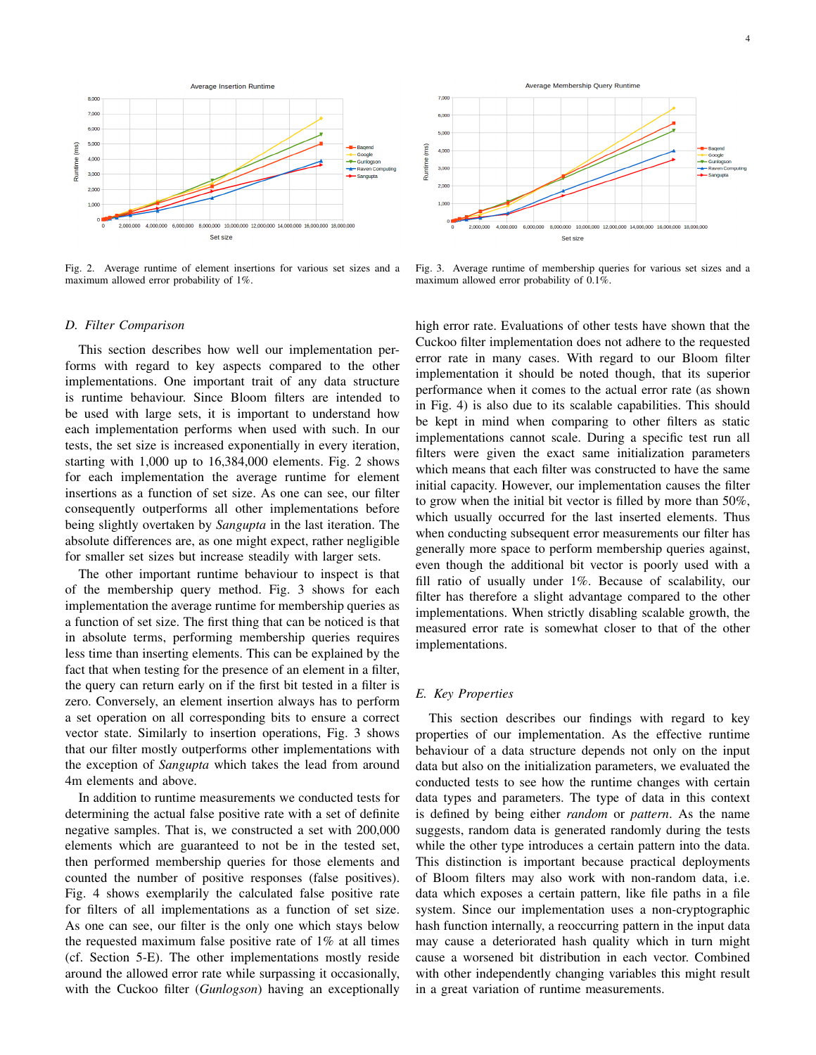Fig. 2. Average runtime of element insertions for various set sizes and a maximum allowed error probability of 1%.

Fig. 3. Average runtime of membership queries for various set sizes and a maximum allowed error probability of 0.1%.

### D. Filter Comparison

This section describes how well our implementation performs with regard to key aspects compared to the other implementations. One important trait of any data structure is runtime behaviour. Since Bloom filters are intended to be used with large sets, it is important to understand how each implementation performs when used with such. In our tests, the set size is increased exponentially in every iteration, starting with 1,000 up to 16,384,000 elements. Fig. 2 shows for each implementation the average runtime for element insertions as a function of set size. As one can see, our filter consequently outperforms all other implementations before being slightly overtaken by *Sangupta* in the last iteration. The absolute differences are, as one might expect, rather negligible for smaller set sizes but increase steadily with larger sets.

The other important runtime behaviour to inspect is that of the membership query method. Fig. 3 shows for each implementation the average runtime for membership queries as a function of set size. The first thing that can be noticed is that in absolute terms, performing membership queries requires less time than inserting elements. This can be explained by the fact that when testing for the presence of an element in a filter, the query can return early on if the first bit tested in a filter is zero. Conversely, an element insertion always has to perform a set operation on all corresponding bits to ensure a correct vector state. Similarly to insertion operations, Fig. 3 shows that our filter mostly outperforms other implementations with the exception of *Sangupta* which takes the lead from around 4m elements and above.

In addition to runtime measurements we conducted tests for determining the actual false positive rate with a set of definite negative samples. That is, we constructed a set with 200,000 elements which are guaranteed to not be in the tested set, then performed membership queries for those elements and counted the number of positive responses (false positives). Fig. 4 shows exemplarily the calculated false positive rate for filters of all implementations as a function of set size. As one can see, our filter is the only one which stays below the requested maximum false positive rate of 1% at all times (cf. Section 5-E). The other implementations mostly reside around the allowed error rate while surpassing it occasionally, with the Cuckoo filter (*Gunlogson*) having an exceptionally high error rate. Evaluations of other tests have shown that the Cuckoo filter implementation does not adhere to the requested error rate in many cases. With regard to our Bloom filter implementation it should be noted though, that its superior performance when it comes to the actual error rate (as shown in Fig. 4) is also due to its scalable capabilities. This should be kept in mind when comparing to other filters as static implementations cannot scale. During a specific test run all filters were given the exact same initialization parameters which means that each filter was constructed to have the same initial capacity. However, our implementation causes the filter to grow when the initial bit vector is filled by more than 50%, which usually occurred for the last inserted elements. Thus when conducting subsequent error measurements our filter has generally more space to perform membership queries against, even though the additional bit vector is poorly used with a fill ratio of usually under 1%. Because of scalability, our filter has therefore a slight advantage compared to the other implementations. When strictly disabling scalable growth, the measured error rate is somewhat closer to that of the other implementations.

### E. Key Properties

This section describes our findings with regard to key properties of our implementation. As the effective runtime behaviour of a data structure depends not only on the input data but also on the initialization parameters, we evaluated the conducted tests to see how the runtime changes with certain data types and parameters. The type of data in this context is defined by being either *random* or *pattern*. As the name suggests, random data is generated randomly during the tests while the other type introduces a certain pattern into the data. This distinction is important because practical deployments of Bloom filters may also work with non-random data, i.e. data which exposes a certain pattern, like file paths in a file system. Since our implementation uses a non-cryptographic hash function internally, a reoccurring pattern in the input data may cause a deteriorated hash quality which in turn might cause a worsened bit distribution in each vector. Combined with other independently changing variables this might result in a great variation of runtime measurements.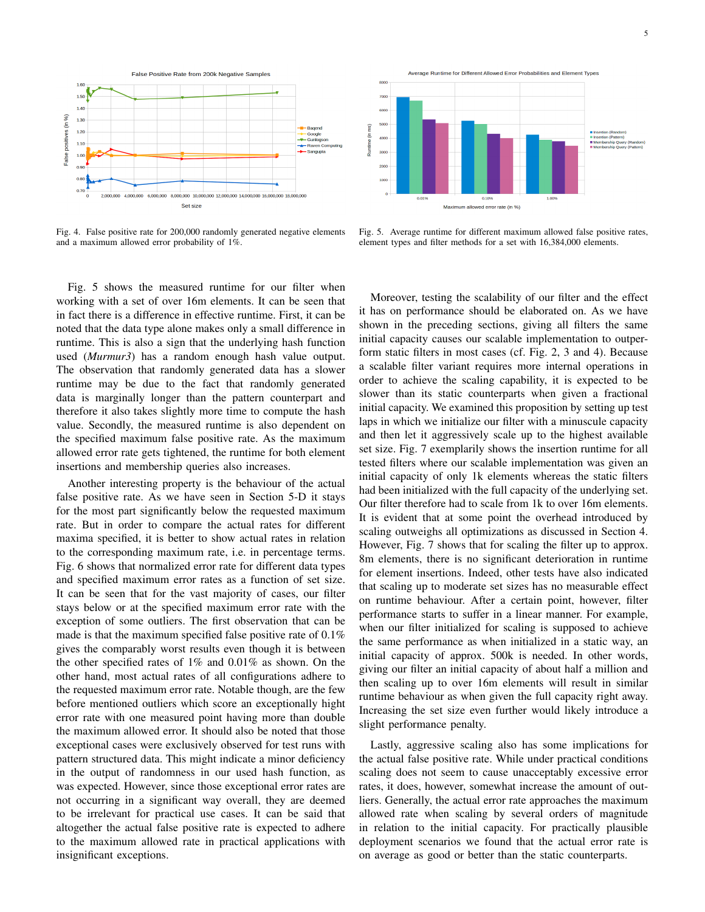Fig. 4. False positive rate for 200,000 randomly generated negative elements and a maximum allowed error probability of 1%.

Fig. 5. Average runtime for different maximum allowed false positive rates, element types and filter methods for a set with 16,384,000 elements.

Fig. 5 shows the measured runtime for our filter when working with a set of over 16m elements. It can be seen that in fact there is a difference in effective runtime. First, it can be noted that the data type alone makes only a small difference in runtime. This is also a sign that the underlying hash function used (*Murmur3*) has a random enough hash value output. The observation that randomly generated data has a slower runtime may be due to the fact that randomly generated data is marginally longer than the pattern counterpart and therefore it also takes slightly more time to compute the hash value. Secondly, the measured runtime is also dependent on the specified maximum false positive rate. As the maximum allowed error rate gets tightened, the runtime for both element insertions and membership queries also increases.

Another interesting property is the behaviour of the actual false positive rate. As we have seen in Section 5-D it stays for the most part significantly below the requested maximum rate. But in order to compare the actual rates for different maxima specified, it is better to show actual rates in relation to the corresponding maximum rate, i.e. in percentage terms. Fig. 6 shows that normalized error rate for different data types and specified maximum error rates as a function of set size. It can be seen that for the vast majority of cases, our filter stays below or at the specified maximum error rate with the exception of some outliers. The first observation that can be made is that the maximum specified false positive rate of 0.1% gives the comparably worst results even though it is between the other specified rates of 1% and 0.01% as shown. On the other hand, most actual rates of all configurations adhere to the requested maximum error rate. Notable though, are the few before mentioned outliers which score an exceptionally hight error rate with one measured point having more than double the maximum allowed error. It should also be noted that those exceptional cases were exclusively observed for test runs with pattern structured data. This might indicate a minor deficiency in the output of randomness in our used hash function, as was expected. However, since those exceptional error rates are not occurring in a significant way overall, they are deemed to be irrelevant for practical use cases. It can be said that altogether the actual false positive rate is expected to adhere to the maximum allowed rate in practical applications with insignificant exceptions.

Moreover, testing the scalability of our filter and the effect it has on performance should be elaborated on. As we have shown in the preceding sections, giving all filters the same initial capacity causes our scalable implementation to outperform static filters in most cases (cf. Fig. 2, 3 and 4). Because a scalable filter variant requires more internal operations in order to achieve the scaling capability, it is expected to be slower than its static counterparts when given a fractional initial capacity. We examined this proposition by setting up test laps in which we initialize our filter with a minuscule capacity and then let it aggressively scale up to the highest available set size. Fig. 7 exemplarily shows the insertion runtime for all tested filters where our scalable implementation was given an initial capacity of only 1k elements whereas the static filters had been initialized with the full capacity of the underlying set. Our filter therefore had to scale from 1k to over 16m elements. It is evident that at some point the overhead introduced by scaling outweighs all optimizations as discussed in Section 4. However, Fig. 7 shows that for scaling the filter up to approx. 8m elements, there is no significant deterioration in runtime for element insertions. Indeed, other tests have also indicated that scaling up to moderate set sizes has no measurable effect on runtime behaviour. After a certain point, however, filter performance starts to suffer in a linear manner. For example, when our filter initialized for scaling is supposed to achieve the same performance as when initialized in a static way, an initial capacity of approx. 500k is needed. In other words, giving our filter an initial capacity of about half a million and then scaling up to over 16m elements will result in similar runtime behaviour as when given the full capacity right away. Increasing the set size even further would likely introduce a slight performance penalty.

Lastly, aggressive scaling also has some implications for the actual false positive rate. While under practical conditions scaling does not seem to cause unacceptably excessive error rates, it does, however, somewhat increase the amount of outliers. Generally, the actual error rate approaches the maximum allowed rate when scaling by several orders of magnitude in relation to the initial capacity. For practically plausible deployment scenarios we found that the actual error rate is on average as good or better than the static counterparts.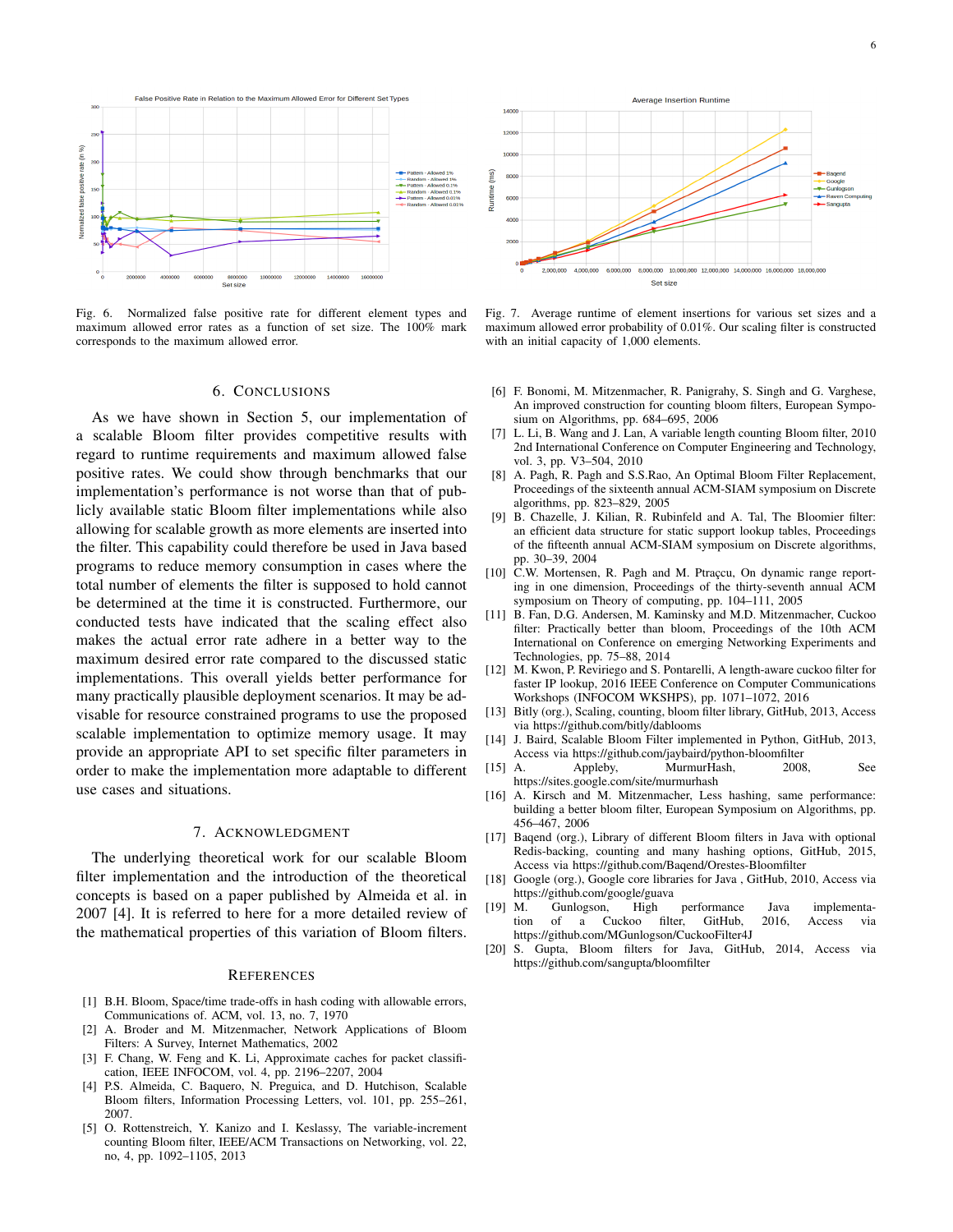False Positive Rate in Relation to the Maximum Allowed Error for Different Set Types

Normalized false positive rate (in %)

300
250
200
150
100
50
0

0 2000000 4000000 6000000 8000000 10000000 12000000 14000000 16000000

Set size

Pattern - Allowed 1%
Random - Allowed 1%
Pattern - Allowed 0.1%
Random - Allowed 0.1%
Pattern - Allowed 0.01%
Random - Allowed 0.01%

Fig. 6. Normalized false positive rate for different element types and maximum allowed error rates as a function of set size. The 100% mark corresponds to the maximum allowed error.

Average Insertion Runtime

Runtime (ms)

14000
12000
10000
8000
6000
4000
2000
0

0 2,000,000 4,000,000 6,000,000 8,000,000 10,000,000 12,000,000 14,000,000 16,000,000 18,000,000

Set size

Baqend
Google
Gunlogson
Raven Computing
Sangupta

Fig. 7. Average runtime of element insertions for various set sizes and a maximum allowed error probability of 0.01%. Our scaling filter is constructed with an initial capacity of 1,000 elements.

## 6. Conclusions

As we have shown in Section 5, our implementation of a scalable Bloom filter provides competitive results with regard to runtime requirements and maximum allowed false positive rates. We could show through benchmarks that our implementation's performance is not worse than that of publicly available static Bloom filter implementations while also allowing for scalable growth as more elements are inserted into the filter. This capability could therefore be used in Java based programs to reduce memory consumption in cases where the total number of elements the filter is supposed to hold cannot be determined at the time it is constructed. Furthermore, our conducted tests have indicated that the scaling effect also makes the actual error rate adhere in a better way to the maximum desired error rate compared to the discussed static implementations. This overall yields better performance for many practically plausible deployment scenarios. It may be advisable for resource constrained programs to use the proposed scalable implementation to optimize memory usage. It may provide an appropriate API to set specific filter parameters in order to make the implementation more adaptable to different use cases and situations.

## 7. Acknowledgment

The underlying theoretical work for our scalable Bloom filter implementation and the introduction of the theoretical concepts is based on a paper published by Almeida et al. in 2007 [4]. It is referred to here for a more detailed review of the mathematical properties of this variation of Bloom filters.

## References

[1] B.H. Bloom, Space/time trade-offs in hash coding with allowable errors, Communications of. ACM, vol. 13, no. 7, 1970

[2] A. Broder and M. Mitzenmacher, Network Applications of Bloom Filters: A Survey, Internet Mathematics, 2002

[3] F. Chang, W. Feng and K. Li, Approximate caches for packet classification, IEEE INFOCOM, vol. 4, pp. 2196–2207, 2004

[4] P.S. Almeida, C. Baquero, N. Preguica, and D. Hutchison, Scalable Bloom filters, Information Processing Letters, vol. 101, pp. 255–261, 2007.

[5] O. Rottenstreich, Y. Kanizo and I. Keslassy, The variable-increment counting Bloom filter, IEEE/ACM Transactions on Networking, vol. 22, no, 4, pp. 1092–1105, 2013

[6] F. Bonomi, M. Mitzenmacher, R. Panigrahy, S. Singh and G. Varghese, An improved construction for counting bloom filters, European Symposium on Algorithms, pp. 684–695, 2006

[7] L. Li, B. Wang and J. Lan, A variable length counting Bloom filter, 2010 2nd International Conference on Computer Engineering and Technology, vol. 3, pp. V3–504, 2010

[8] A. Pagh, R. Pagh and S.S.Rao, An Optimal Bloom Filter Replacement, Proceedings of the sixteenth annual ACM-SIAM symposium on Discrete algorithms, pp. 823–829, 2005

[9] B. Chazelle, J. Kilian, R. Rubinfeld and A. Tal, The Bloomier filter: an efficient data structure for static support lookup tables, Proceedings of the fifteenth annual ACM-SIAM symposium on Discrete algorithms, pp. 30–39, 2004

[10] C.W. Mortensen, R. Pagh and M. Ptraçcu, On dynamic range reporting in one dimension, Proceedings of the thirty-seventh annual ACM symposium on Theory of computing, pp. 104–111, 2005

[11] B. Fan, D.G. Andersen, M. Kaminsky and M.D. Mitzenmacher, Cuckoo filter: Practically better than bloom, Proceedings of the 10th ACM International on Conference on emerging Networking Experiments and Technologies, pp. 75–88, 2014

[12] M. Kwon, P. Reviriego and S. Pontarelli, A length-aware cuckoo filter for faster IP lookup, 2016 IEEE Conference on Computer Communications Workshops (INFOCOM WKSHPS), pp. 1071–1072, 2016

[13] Bitly (org.), Scaling, counting, bloom filter library, GitHub, 2013, Access via https://github.com/bitly/dablooms

[14] J. Baird, Scalable Bloom Filter implemented in Python, GitHub, 2013, Access via https://github.com/jaybaird/python-bloomfilter

[15] A. Appleby, MurmurHash, 2008, See https://sites.google.com/site/murmurhash

[16] A. Kirsch and M. Mitzenmacher, Less hashing, same performance: building a better bloom filter, European Symposium on Algorithms, pp. 456–467, 2006

[17] Baqend (org.), Library of different Bloom filters in Java with optional Redis-backing, counting and many hashing options, GitHub, 2015, Access via https://github.com/Baqend/Orestes-Bloomfilter

[18] Google (org.), Google core libraries for Java , GitHub, 2010, Access via https://github.com/google/guava

[19] M. Gunlogson, High performance Java implementation of a Cuckoo filter, GitHub, 2016, Access via https://github.com/MGunlogson/CuckooFilter4J

[20] S. Gupta, Bloom filters for Java, GitHub, 2014, Access via https://github.com/sangupta/bloomfilter